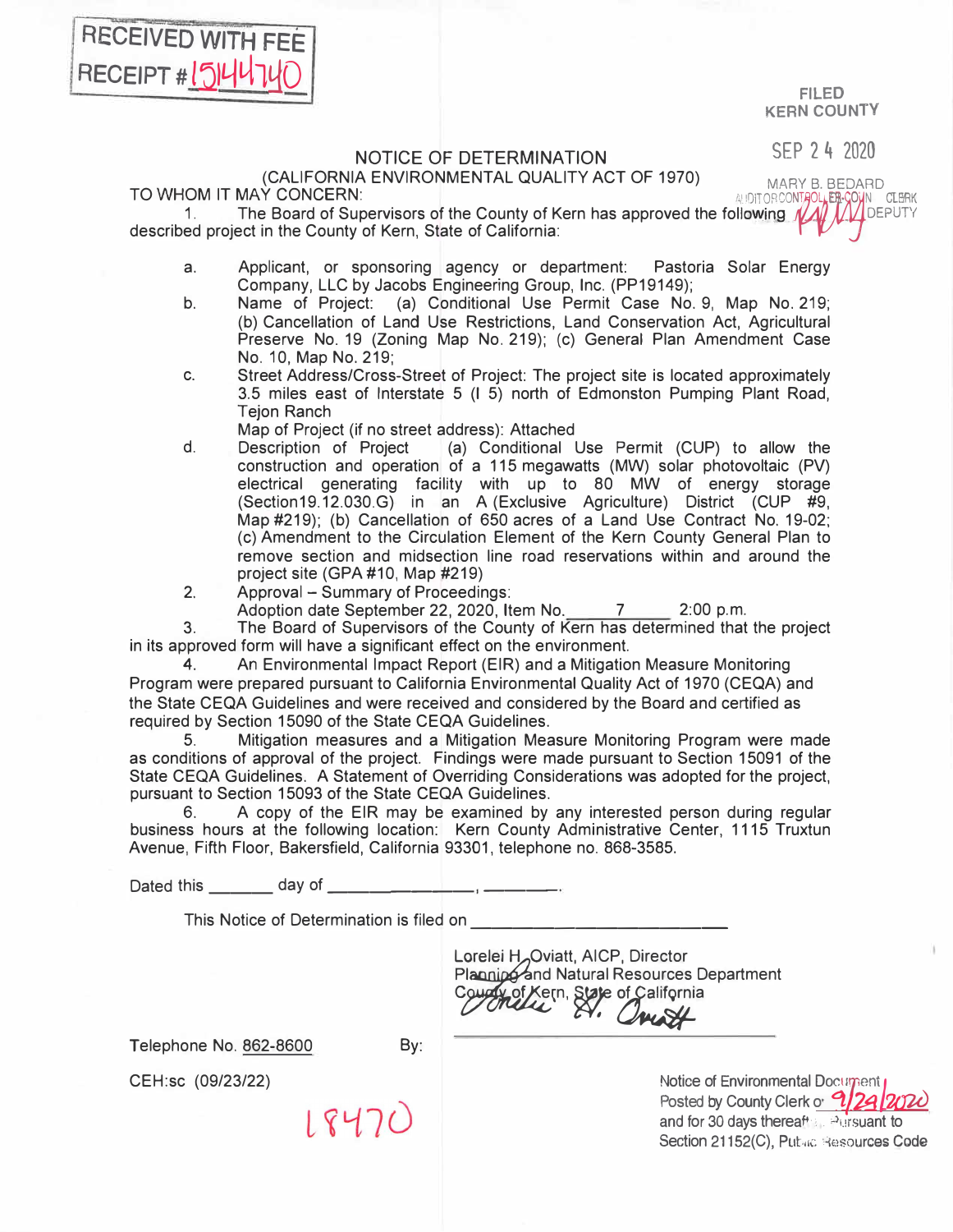RECEIVED WITH FEE
RECEIPT # 1514740

FILED
KERN COUNTY

SEP 24 2020

MARY B. BEDARD
AUDITOR CONTROLLER-COUNTY CLERK
DEPUTY

# NOTICE OF DETERMINATION

(CALIFORNIA ENVIRONMENTAL QUALITY ACT OF 1970)

TO WHOM IT MAY CONCERN:

1. The Board of Supervisors of the County of Kern has approved the following described project in the County of Kern, State of California:

   a. Applicant, or sponsoring agency or department: Pastoria Solar Energy Company, LLC by Jacobs Engineering Group, Inc. (PP19149);

   b. Name of Project: (a) Conditional Use Permit Case No. 9, Map No. 219; (b) Cancellation of Land Use Restrictions, Land Conservation Act, Agricultural Preserve No. 19 (Zoning Map No. 219); (c) General Plan Amendment Case No. 10, Map No. 219;

   c. Street Address/Cross-Street of Project: The project site is located approximately 3.5 miles east of Interstate 5 (I 5) north of Edmonston Pumping Plant Road, Tejon Ranch

      Map of Project (if no street address): Attached

   d. Description of Project (a) Conditional Use Permit (CUP) to allow the construction and operation of a 115 megawatts (MW) solar photovoltaic (PV) electrical generating facility with up to 80 MW of energy storage (Section19.12.030.G) in an A (Exclusive Agriculture) District (CUP #9, Map #219); (b) Cancellation of 650 acres of a Land Use Contract No. 19-02; (c) Amendment to the Circulation Element of the Kern County General Plan to remove section and midsection line road reservations within and around the project site (GPA #10, Map #219)

2. Approval – Summary of Proceedings:
   Adoption date September 22, 2020, Item No. 7 2:00 p.m.

3. The Board of Supervisors of the County of Kern has determined that the project in its approved form will have a significant effect on the environment.

4. An Environmental Impact Report (EIR) and a Mitigation Measure Monitoring Program were prepared pursuant to California Environmental Quality Act of 1970 (CEQA) and the State CEQA Guidelines and were received and considered by the Board and certified as required by Section 15090 of the State CEQA Guidelines.

5. Mitigation measures and a Mitigation Measure Monitoring Program were made as conditions of approval of the project. Findings were made pursuant to Section 15091 of the State CEQA Guidelines. A Statement of Overriding Considerations was adopted for the project, pursuant to Section 15093 of the State CEQA Guidelines.

6. A copy of the EIR may be examined by any interested person during regular business hours at the following location: Kern County Administrative Center, 1115 Truxtun Avenue, Fifth Floor, Bakersfield, California 93301, telephone no. 868-3585.

Dated this _______ day of _______________, _______.

This Notice of Determination is filed on _______________________

Lorelei H. Oviatt, AICP, Director
Planning and Natural Resources Department
County of Kern, State of California

By: Lorelei H. Oviatt

Telephone No. 862-8600

CEH:sc (09/23/22)

18470

Notice of Environmental Document Posted by County Clerk on 9/24/2020 and for 30 days thereafter. Pursuant to Section 21152(C), Public Resources Code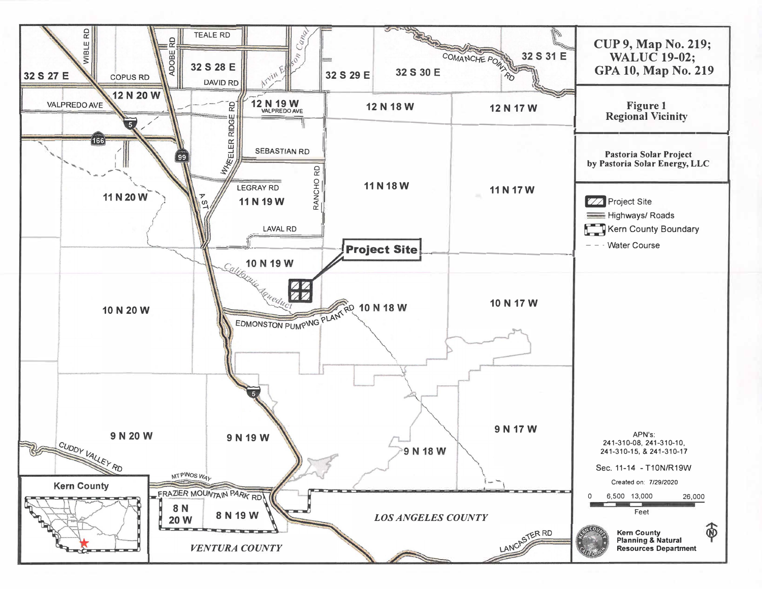# CUP 9, Map No. 219; WALUC 19-02; GPA 10, Map No. 219

## Figure 1
## Regional Vicinity

**Pastoria Solar Project by Pastoria Solar Energy, LLC**

- Project Site
- Highways/ Roads
- Kern County Boundary
- Water Course

APN's: 241-310-08, 241-310-10, 241-310-15, & 241-310-17

Sec. 11-14 - T10N/R19W

Created on: 7/29/2020

0 6,500 13,000 26,000

Feet

Kern County Planning & Natural Resources Department

Project Site

32 S 27 E
32 S 28 E
32 S 29 E
32 S 30 E
32 S 31 E
12 N 20 W
12 N 19 W
12 N 18 W
12 N 17 W
11 N 20 W
11 N 19 W
11 N 18 W
11 N 17 W
10 N 20 W
10 N 19 W
10 N 18 W
10 N 17 W
9 N 20 W
9 N 19 W
9 N 18 W
9 N 17 W
8 N 20 W
8 N 19 W

WIBLE RD
TEALE RD
ADOBE RD
COPUS RD
DAVID RD
Arvin Edison Canal
COMANCHE POINT RD
VALPREDO AVE
WHEELER RIDGE RD
SEBASTIAN RD
LEGRAY RD
RANCHO RD
A ST
LAVAL RD
California Aqueduct
EDMONSTON PUMPING PLANT RD
CUDDY VALLEY RD
MT PINOS WAY
FRAZIER MOUNTAIN PARK RD
LANCASTER RD
5
99
166

Kern County
LOS ANGELES COUNTY
VENTURA COUNTY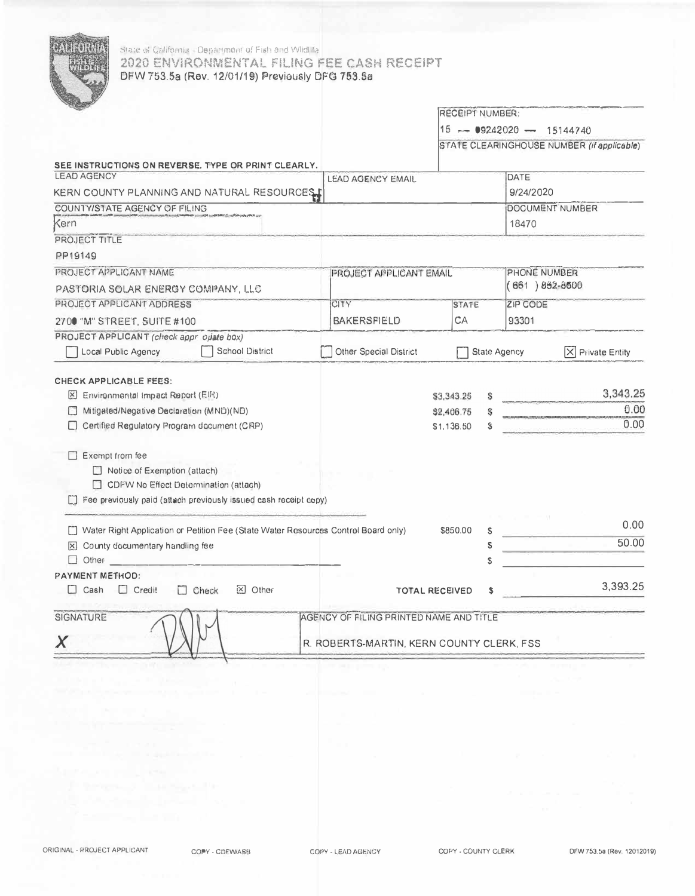State of California - Department of Fish and Wildlife

# 2020 ENVIRONMENTAL FILING FEE CASH RECEIPT

DFW 753.5a (Rev. 12/01/19) Previously DFG 753.5a

| RECEIPT NUMBER: |
|---|
| 15 — 09242020 — 15144740 |
| STATE CLEARINGHOUSE NUMBER *(if applicable)* |
| |

**SEE INSTRUCTIONS ON REVERSE. TYPE OR PRINT CLEARLY.**

| LEAD AGENCY | LEAD AGENCY EMAIL | | DATE |
|---|---|---|---|
| KERN COUNTY PLANNING AND NATURAL RESOURCES | | | 9/24/2020 |
| COUNTY/STATE AGENCY OF FILING | | | DOCUMENT NUMBER |
| Kern | | | 18470 |
| PROJECT TITLE | | | |
| PP19149 | | | |
| PROJECT APPLICANT NAME | PROJECT APPLICANT EMAIL | | PHONE NUMBER |
| PASTORIA SOLAR ENERGY COMPANY, LLC | | | (661 ) 882-8600 |
| PROJECT APPLICANT ADDRESS | CITY | STATE | ZIP CODE |
| 2700 "M" STREET, SUITE #100 | BAKERSFIELD | CA | 93301 |

PROJECT APPLICANT *(check appropriate box)*

☐ Local Public Agency ☐ School District ☐ Other Special District ☐ State Agency ☒ Private Entity

**CHECK APPLICABLE FEES:**

| | | |
|---|---|---|
| ☒ Environmental Impact Report (EIR) | $3,343.25 | $ 3,343.25 |
| ☐ Mitigated/Negative Declaration (MND)(ND) | $2,406.75 | $ 0.00 |
| ☐ Certified Regulatory Program document (CRP) | $1,136.50 | $ 0.00 |

☐ Exempt from fee
- ☐ Notice of Exemption (attach)
- ☐ CDFW No Effect Determination (attach)

☐ Fee previously paid (attach previously issued cash receipt copy)

| | | |
|---|---|---|
| ☐ Water Right Application or Petition Fee (State Water Resources Control Board only) | $850.00 | $ 0.00 |
| ☒ County documentary handling fee | | $ 50.00 |
| ☐ Other | | $ |

**PAYMENT METHOD:**

☐ Cash ☐ Credit ☐ Check ☒ Other

**TOTAL RECEIVED** $ 3,393.25

| SIGNATURE | AGENCY OF FILING PRINTED NAME AND TITLE |
|---|---|
| X | R. ROBERTS-MARTIN, KERN COUNTY CLERK, FSS |

ORIGINAL - PROJECT APPLICANT COPY - CDFW/ASB COPY - LEAD AGENCY COPY - COUNTY CLERK DFW 753.5a (Rev. 12012019)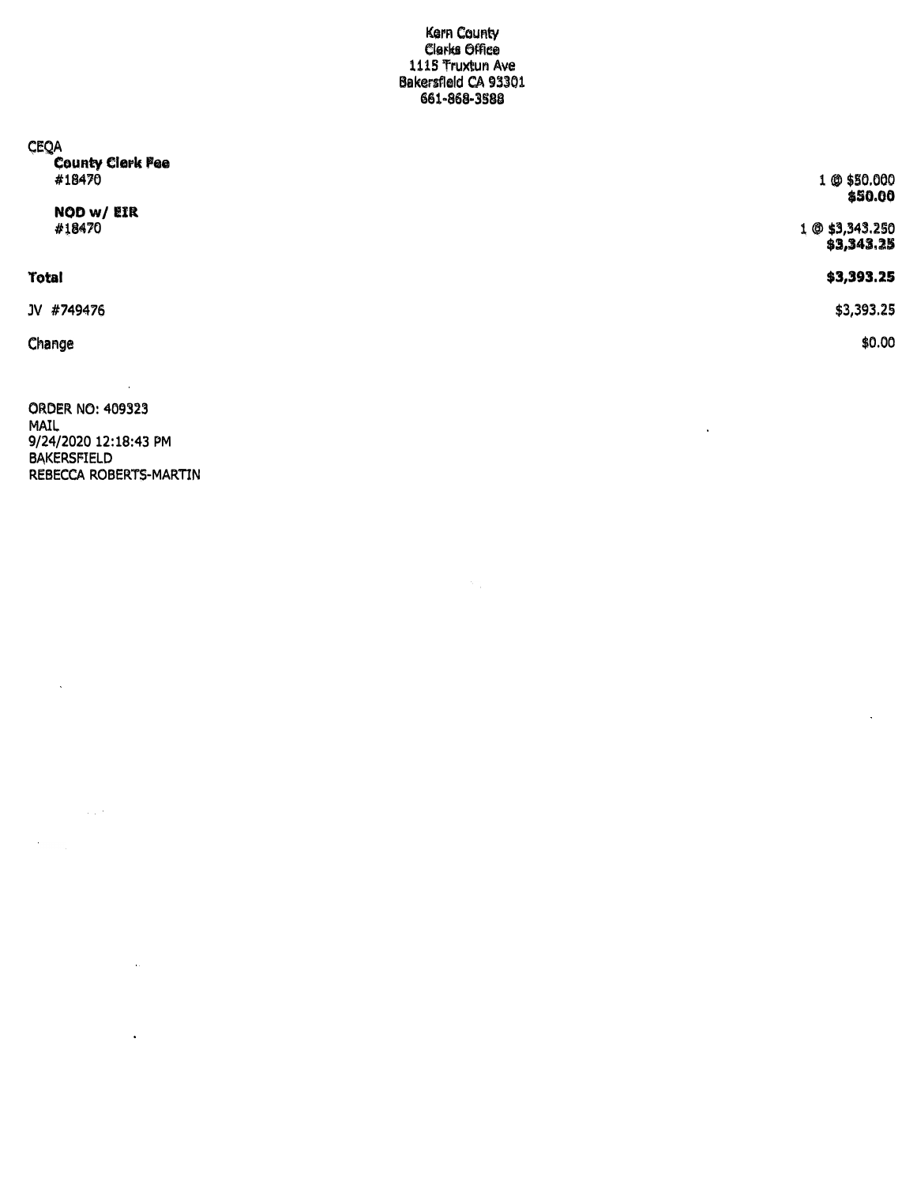Kern County
Clerks Office
1115 Truxtun Ave
Bakersfield CA 93301
661-868-3588

CEQA

| | |
|---|---|
| **County Clerk Fee** #18470 | 1 @ $50.000 **$50.00** |
| **NOD w/ EIR** #18470 | 1 @ $3,343.250 **$3,343.25** |
| **Total** | **$3,393.25** |
| JV #749476 | $3,393.25 |
| Change | $0.00 |

ORDER NO: 409323
MAIL
9/24/2020 12:18:43 PM
BAKERSFIELD
REBECCA ROBERTS-MARTIN